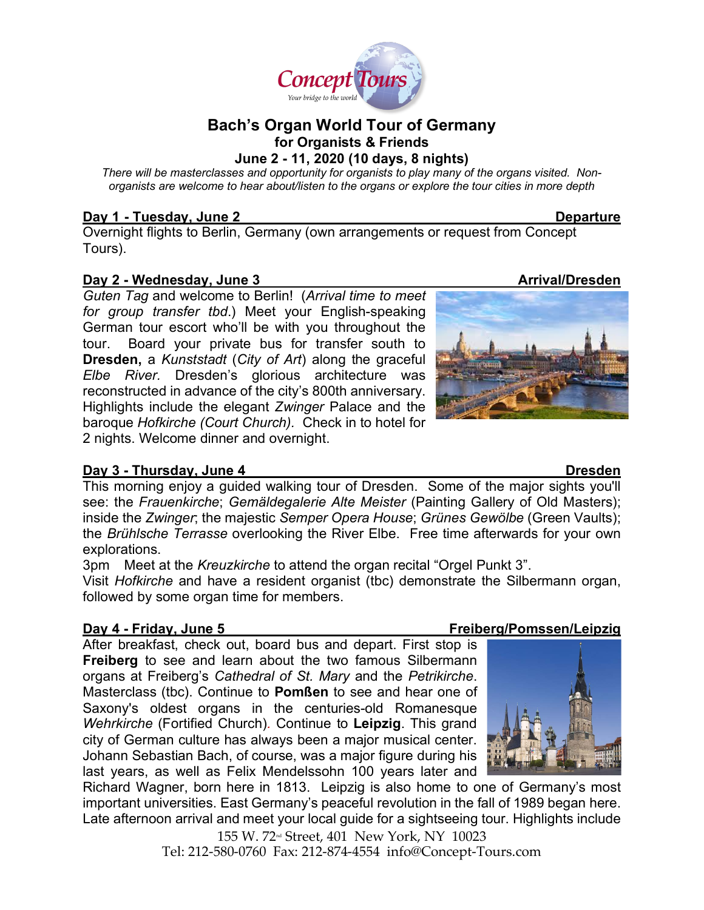# Bach's Organ World Tour of Germany

## for Organists & Friends

## June 2 - 11, 2020 (10 days, 8 nights)

*There will be masterclasses and opportunity for organists to play many of the organs visited. Non-organists are welcome to hear about/listen to the organs or explore the tour cities in more depth*

### Day 1 - Tuesday, June 2 — Departure

Overnight flights to Berlin, Germany (own arrangements or request from Concept Tours).

### Day 2 - Wednesday, June 3 — Arrival/Dresden

*Guten Tag* and welcome to Berlin! (*Arrival time to meet for group transfer tbd*.) Meet your English-speaking German tour escort who'll be with you throughout the tour. Board your private bus for transfer south to **Dresden,** a *Kunststadt* (*City of Art*) along the graceful *Elbe River.* Dresden's glorious architecture was reconstructed in advance of the city's 800th anniversary. Highlights include the elegant *Zwinger* Palace and the baroque *Hofkirche (Court Church)*. Check in to hotel for 2 nights. Welcome dinner and overnight.

### Day 3 - Thursday, June 4 — Dresden

This morning enjoy a guided walking tour of Dresden. Some of the major sights you'll see: the *Frauenkirche*; *Gemäldegalerie Alte Meister* (Painting Gallery of Old Masters); inside the *Zwinger*; the majestic *Semper Opera House*; *Grünes Gewölbe* (Green Vaults); the *Brühlsche Terrasse* overlooking the River Elbe. Free time afterwards for your own explorations.

3pm Meet at the *Kreuzkirche* to attend the organ recital "Orgel Punkt 3".

Visit *Hofkirche* and have a resident organist (tbc) demonstrate the Silbermann organ, followed by some organ time for members.

### Day 4 - Friday, June 5 — Freiberg/Pomssen/Leipzig

After breakfast, check out, board bus and depart. First stop is **Freiberg** to see and learn about the two famous Silbermann organs at Freiberg's *Cathedral of St. Mary* and the *Petrikirche*. Masterclass (tbc). Continue to **Pomßen** to see and hear one of Saxony's oldest organs in the centuries-old Romanesque *Wehrkirche* (Fortified Church). Continue to **Leipzig**. This grand city of German culture has always been a major musical center. Johann Sebastian Bach, of course, was a major figure during his last years, as well as Felix Mendelssohn 100 years later and Richard Wagner, born here in 1813. Leipzig is also home to one of Germany's most important universities. East Germany's peaceful revolution in the fall of 1989 began here. Late afternoon arrival and meet your local guide for a sightseeing tour. Highlights include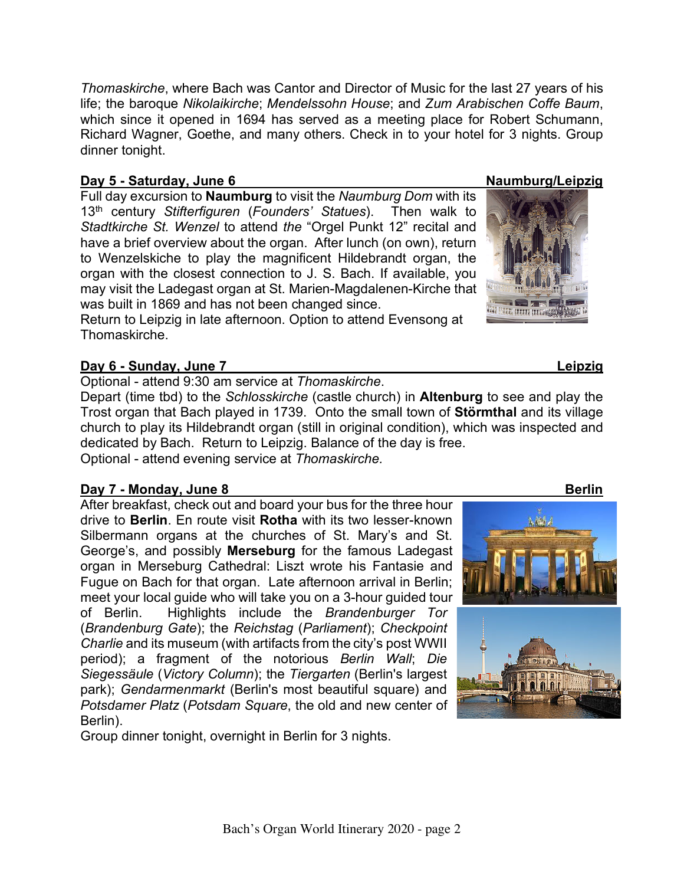*Thomaskirche*, where Bach was Cantor and Director of Music for the last 27 years of his life; the baroque *Nikolaikirche*; *Mendelssohn House*; and *Zum Arabischen Coffe Baum*, which since it opened in 1694 has served as a meeting place for Robert Schumann, Richard Wagner, Goethe, and many others. Check in to your hotel for 3 nights. Group dinner tonight.

## Day 5 - Saturday, June 6 — Naumburg/Leipzig

Full day excursion to **Naumburg** to visit the *Naumburg Dom* with its 13th century *Stifterfiguren* (*Founders' Statues*). Then walk to *Stadtkirche St. Wenzel* to attend *the* "Orgel Punkt 12" recital and have a brief overview about the organ. After lunch (on own), return to Wenzelskiche to play the magnificent Hildebrandt organ, the organ with the closest connection to J. S. Bach. If available, you may visit the Ladegast organ at St. Marien-Magdalenen-Kirche that was built in 1869 and has not been changed since.
Return to Leipzig in late afternoon. Option to attend Evensong at Thomaskirche.

## Day 6 - Sunday, June 7 — Leipzig

Optional - attend 9:30 am service at *Thomaskirche*.
Depart (time tbd) to the *Schlosskirche* (castle church) in **Altenburg** to see and play the Trost organ that Bach played in 1739. Onto the small town of **Störmthal** and its village church to play its Hildebrandt organ (still in original condition), which was inspected and dedicated by Bach. Return to Leipzig. Balance of the day is free.
Optional - attend evening service at *Thomaskirche.*

## Day 7 - Monday, June 8 — Berlin

After breakfast, check out and board your bus for the three hour drive to **Berlin**. En route visit **Rotha** with its two lesser-known Silbermann organs at the churches of St. Mary's and St. George's, and possibly **Merseburg** for the famous Ladegast organ in Merseburg Cathedral: Liszt wrote his Fantasie and Fugue on Bach for that organ. Late afternoon arrival in Berlin; meet your local guide who will take you on a 3-hour guided tour of Berlin. Highlights include the *Brandenburger Tor* (*Brandenburg Gate*); the *Reichstag* (*Parliament*); *Checkpoint Charlie* and its museum (with artifacts from the city's post WWII period); a fragment of the notorious *Berlin Wall*; *Die Siegessäule* (*Victory Column*); the *Tiergarten* (Berlin's largest park); *Gendarmenmarkt* (Berlin's most beautiful square) and *Potsdamer Platz* (*Potsdam Square*, the old and new center of Berlin).
Group dinner tonight, overnight in Berlin for 3 nights.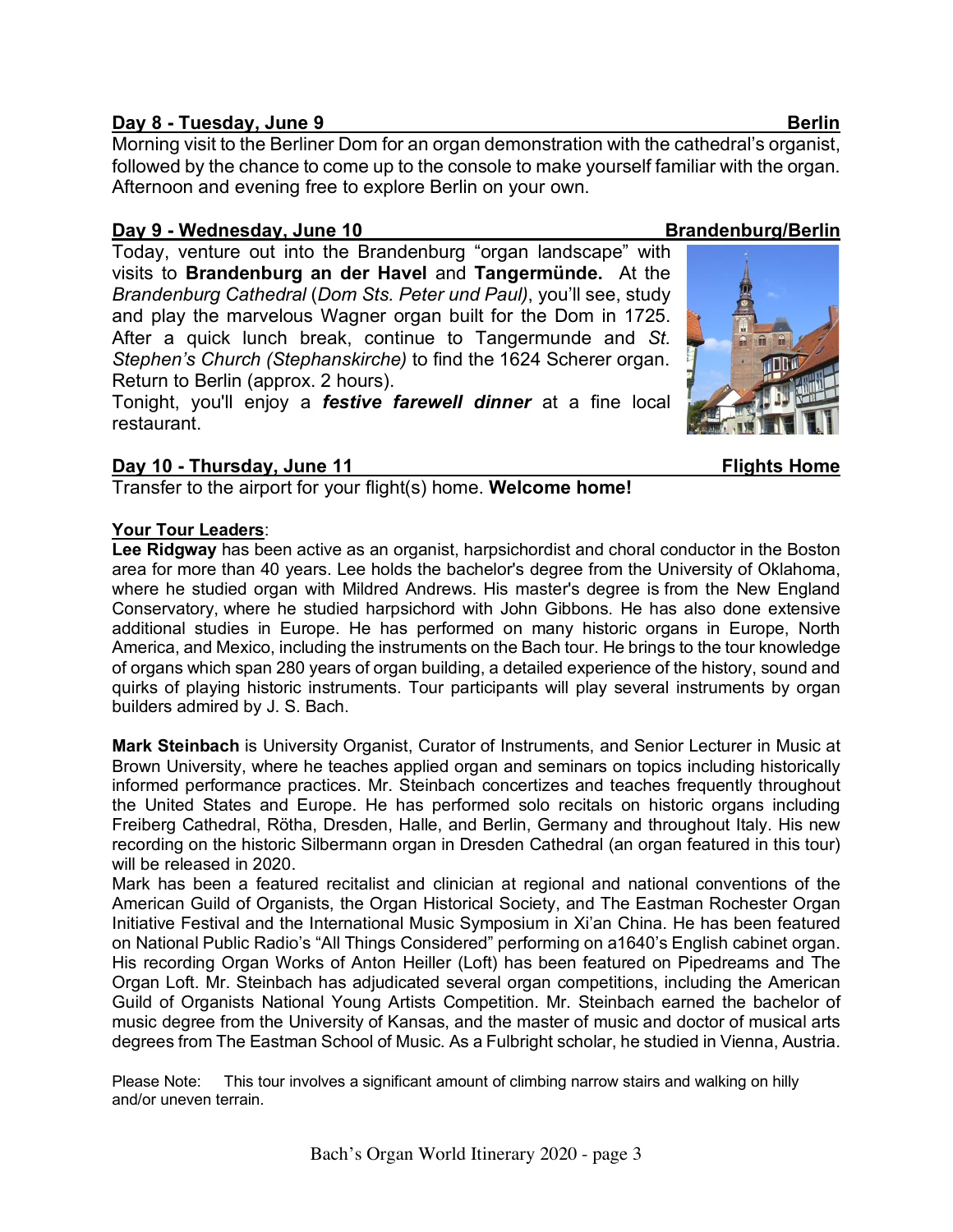**Day 8 - Tuesday, June 9 — Berlin**

Morning visit to the Berliner Dom for an organ demonstration with the cathedral's organist, followed by the chance to come up to the console to make yourself familiar with the organ. Afternoon and evening free to explore Berlin on your own.

**Day 9 - Wednesday, June 10 — Brandenburg/Berlin**

Today, venture out into the Brandenburg "organ landscape" with visits to **Brandenburg an der Havel** and **Tangermünde.** At the *Brandenburg Cathedral* (*Dom Sts. Peter und Paul)*, you'll see, study and play the marvelous Wagner organ built for the Dom in 1725. After a quick lunch break, continue to Tangermunde and *St. Stephen's Church (Stephanskirche)* to find the 1624 Scherer organ. Return to Berlin (approx. 2 hours).

Tonight, you'll enjoy a ***festive farewell dinner*** at a fine local restaurant.

**Day 10 - Thursday, June 11 — Flights Home**

Transfer to the airport for your flight(s) home. **Welcome home!**

**Your Tour Leaders**:

**Lee Ridgway** has been active as an organist, harpsichordist and choral conductor in the Boston area for more than 40 years. Lee holds the bachelor's degree from the University of Oklahoma, where he studied organ with Mildred Andrews. His master's degree is from the New England Conservatory, where he studied harpsichord with John Gibbons. He has also done extensive additional studies in Europe. He has performed on many historic organs in Europe, North America, and Mexico, including the instruments on the Bach tour. He brings to the tour knowledge of organs which span 280 years of organ building, a detailed experience of the history, sound and quirks of playing historic instruments. Tour participants will play several instruments by organ builders admired by J. S. Bach.

**Mark Steinbach** is University Organist, Curator of Instruments, and Senior Lecturer in Music at Brown University, where he teaches applied organ and seminars on topics including historically informed performance practices. Mr. Steinbach concertizes and teaches frequently throughout the United States and Europe. He has performed solo recitals on historic organs including Freiberg Cathedral, Rötha, Dresden, Halle, and Berlin, Germany and throughout Italy. His new recording on the historic Silbermann organ in Dresden Cathedral (an organ featured in this tour) will be released in 2020.

Mark has been a featured recitalist and clinician at regional and national conventions of the American Guild of Organists, the Organ Historical Society, and The Eastman Rochester Organ Initiative Festival and the International Music Symposium in Xi'an China. He has been featured on National Public Radio's "All Things Considered" performing on a1640's English cabinet organ. His recording Organ Works of Anton Heiller (Loft) has been featured on Pipedreams and The Organ Loft. Mr. Steinbach has adjudicated several organ competitions, including the American Guild of Organists National Young Artists Competition. Mr. Steinbach earned the bachelor of music degree from the University of Kansas, and the master of music and doctor of musical arts degrees from The Eastman School of Music. As a Fulbright scholar, he studied in Vienna, Austria.

Please Note: This tour involves a significant amount of climbing narrow stairs and walking on hilly and/or uneven terrain.